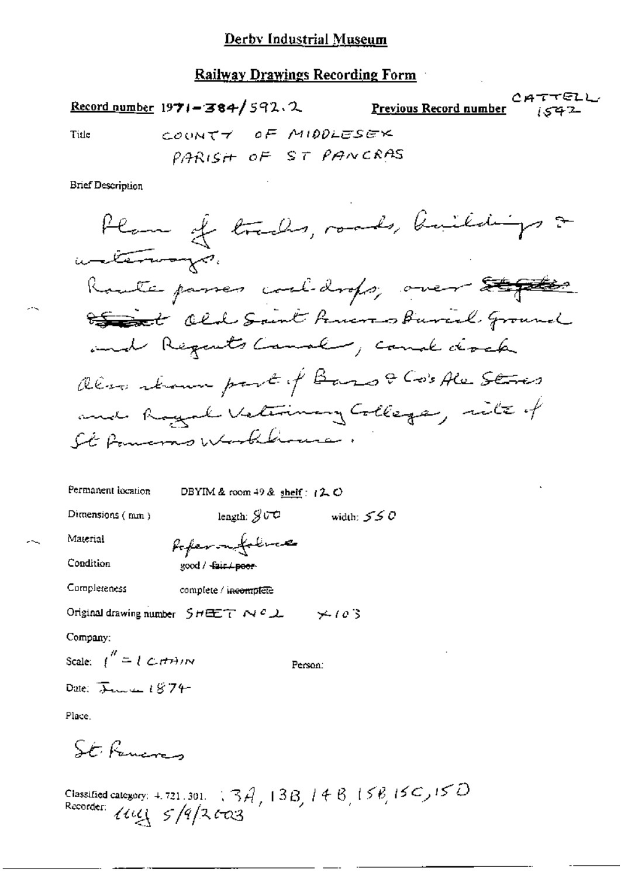# Derby Industrial Museum

## Railway Drawings Recording Form

**Record number** 1971-384/592.2 **Previous Record number** CATTELL 1592

**Title** COUNTY OF MIDDLESEX
PARISH OF ST PANCRAS

**Brief Description**

Plan of tracks, roads, buildings & waterways.
Route passes coal-drops, over ~~Stephens~~ ~~Street~~ Old Saint Pancras Burial Ground and Regents Canal, canal dock.
Also shown part of Bass & Co's Ale Stores and Royal Veterinary College, site of St Pancras Workhouse.

**Permanent location** DBYIM & room 49 & shelf: 120

**Dimensions (mm)** length: 800 width: 550

**Material** Paper on fabric

**Condition** good / ~~fair / poor~~

**Completeness** complete / ~~incomplete~~

**Original drawing number** SHEET NO 2 X103

**Company:**

**Scale:** 1" = 1 CHAIN **Person:**

**Date:** June 1874

**Place.**

St Pancras

**Classified category:** 4.721.301. ; 3A, 13B, 14B, 15B, 15C, 15D
**Recorder:** lmy 5/9/2003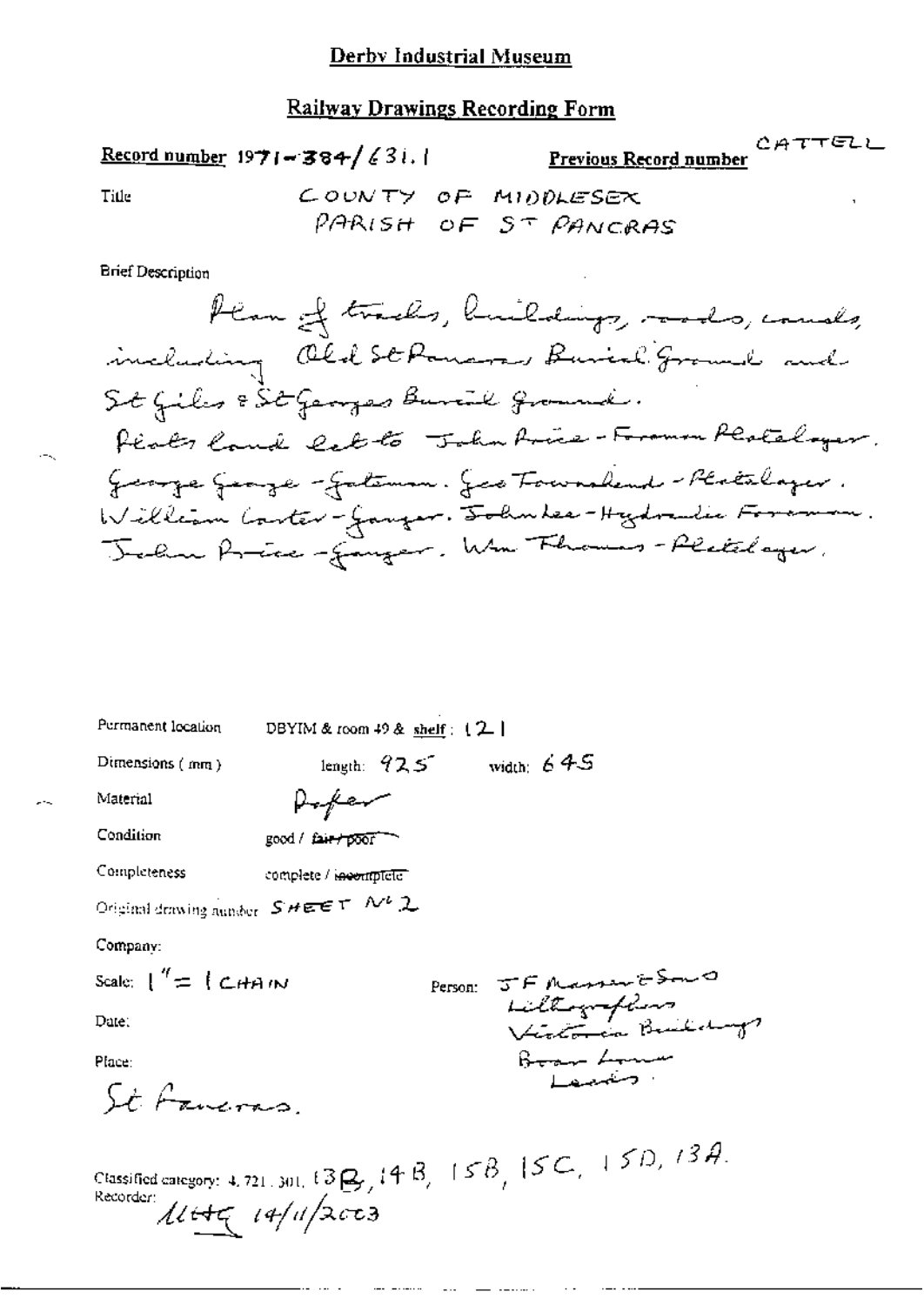**Derby Industrial Museum**

**Railway Drawings Recording Form**

**Record number** 1971-384/631.1 **Previous Record number** CATTELL

Title COUNTY OF MIDDLESEX
PARISH OF ST PANCRAS

Brief Description

Plan of tracks, buildings, roads, canals, including Old St Pancras Burial Ground and St Giles & St Georges Burial Ground.
Plots land let to John Price - Foreman Platelayer. George George - Gateman. Geo Townsend - Platelayer. William Carter - Ganger. John Lee - Hydraulic Foreman. John Price - Ganger. Wm Thomas - Platelayer.

Permanent location DBYIM & room 49 & shelf: 121

Dimensions (mm) length: 925 width: 645

Material Paper

Condition good / ~~fair / poor~~

Completeness complete / ~~incomplete~~

Original drawing number SHEET No 2

Company:

Scale: 1" = 1 CHAIN

Person: J F Masser & Sons
Lithographers
Victoria Buildings
Boar Lane
Leeds.

Date:

Place:
St Pancras.

Classified category: 4.721.301. 13B, 14B, 15B, 15C, 15D, 13A.

Recorder: LLHG 14/11/2003